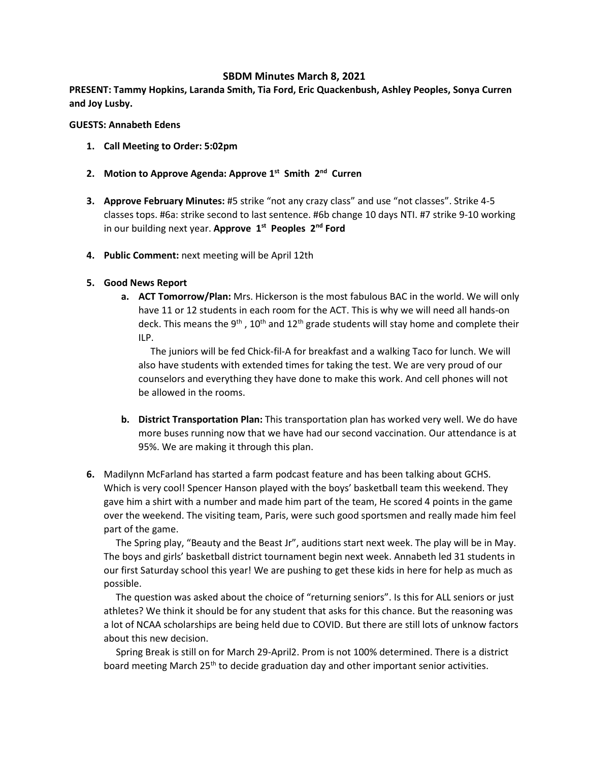# SBDM Minutes March 8, 2021

**PRESENT: Tammy Hopkins, Laranda Smith, Tia Ford, Eric Quackenbush, Ashley Peoples, Sonya Curren and Joy Lusby.**

**GUESTS: Annabeth Edens**

1. **Call Meeting to Order: 5:02pm**

2. **Motion to Approve Agenda: Approve 1st Smith 2nd Curren**

3. **Approve February Minutes:** #5 strike "not any crazy class" and use "not classes". Strike 4-5 classes tops. #6a: strike second to last sentence. #6b change 10 days NTI. #7 strike 9-10 working in our building next year. **Approve 1st Peoples 2nd Ford**

4. **Public Comment:** next meeting will be April 12th

5. **Good News Report**
   a. **ACT Tomorrow/Plan:** Mrs. Hickerson is the most fabulous BAC in the world. We will only have 11 or 12 students in each room for the ACT. This is why we will need all hands-on deck. This means the 9th , 10th and 12th grade students will stay home and complete their ILP.

      The juniors will be fed Chick-fil-A for breakfast and a walking Taco for lunch. We will also have students with extended times for taking the test. We are very proud of our counselors and everything they have done to make this work. And cell phones will not be allowed in the rooms.

   b. **District Transportation Plan:** This transportation plan has worked very well. We do have more buses running now that we have had our second vaccination. Our attendance is at 95%. We are making it through this plan.

6. Madilynn McFarland has started a farm podcast feature and has been talking about GCHS. Which is very cool! Spencer Hanson played with the boys' basketball team this weekend. They gave him a shirt with a number and made him part of the team, He scored 4 points in the game over the weekend. The visiting team, Paris, were such good sportsmen and really made him feel part of the game.

   The Spring play, "Beauty and the Beast Jr", auditions start next week. The play will be in May. The boys and girls' basketball district tournament begin next week. Annabeth led 31 students in our first Saturday school this year! We are pushing to get these kids in here for help as much as possible.

   The question was asked about the choice of "returning seniors". Is this for ALL seniors or just athletes? We think it should be for any student that asks for this chance. But the reasoning was a lot of NCAA scholarships are being held due to COVID. But there are still lots of unknow factors about this new decision.

   Spring Break is still on for March 29-April2. Prom is not 100% determined. There is a district board meeting March 25th to decide graduation day and other important senior activities.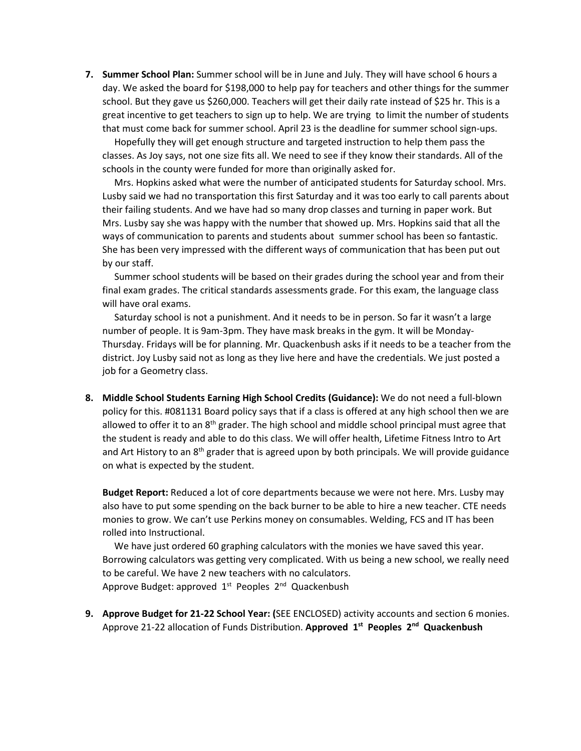7. **Summer School Plan:** Summer school will be in June and July. They will have school 6 hours a day. We asked the board for $198,000 to help pay for teachers and other things for the summer school. But they gave us $260,000. Teachers will get their daily rate instead of $25 hr. This is a great incentive to get teachers to sign up to help. We are trying to limit the number of students that must come back for summer school. April 23 is the deadline for summer school sign-ups.

   Hopefully they will get enough structure and targeted instruction to help them pass the classes. As Joy says, not one size fits all. We need to see if they know their standards. All of the schools in the county were funded for more than originally asked for.

   Mrs. Hopkins asked what were the number of anticipated students for Saturday school. Mrs. Lusby said we had no transportation this first Saturday and it was too early to call parents about their failing students. And we have had so many drop classes and turning in paper work. But Mrs. Lusby say she was happy with the number that showed up. Mrs. Hopkins said that all the ways of communication to parents and students about summer school has been so fantastic. She has been very impressed with the different ways of communication that has been put out by our staff.

   Summer school students will be based on their grades during the school year and from their final exam grades. The critical standards assessments grade. For this exam, the language class will have oral exams.

   Saturday school is not a punishment. And it needs to be in person. So far it wasn't a large number of people. It is 9am-3pm. They have mask breaks in the gym. It will be Monday-Thursday. Fridays will be for planning. Mr. Quackenbush asks if it needs to be a teacher from the district. Joy Lusby said not as long as they live here and have the credentials. We just posted a job for a Geometry class.

8. **Middle School Students Earning High School Credits (Guidance):** We do not need a full-blown policy for this. #081131 Board policy says that if a class is offered at any high school then we are allowed to offer it to an 8th grader. The high school and middle school principal must agree that the student is ready and able to do this class. We will offer health, Lifetime Fitness Intro to Art and Art History to an 8th grader that is agreed upon by both principals. We will provide guidance on what is expected by the student.

   **Budget Report:** Reduced a lot of core departments because we were not here. Mrs. Lusby may also have to put some spending on the back burner to be able to hire a new teacher. CTE needs monies to grow. We can't use Perkins money on consumables. Welding, FCS and IT has been rolled into Instructional.

   We have just ordered 60 graphing calculators with the monies we have saved this year. Borrowing calculators was getting very complicated. With us being a new school, we really need to be careful. We have 2 new teachers with no calculators.
   Approve Budget: approved 1st Peoples 2nd Quackenbush

9. **Approve Budget for 21-22 School Year: (**SEE ENCLOSED) activity accounts and section 6 monies. Approve 21-22 allocation of Funds Distribution. **Approved 1st Peoples 2nd Quackenbush**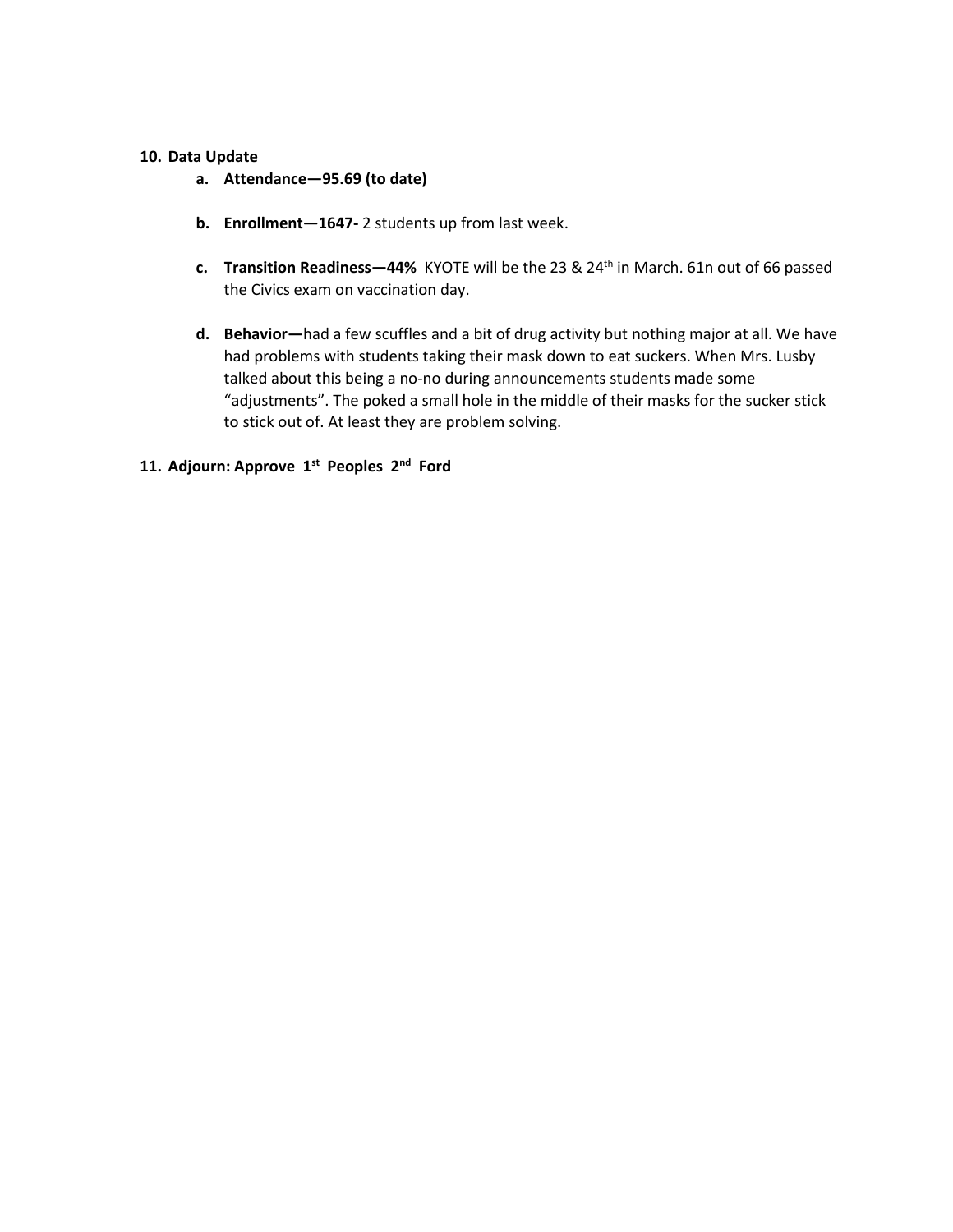**10. Data Update**

   a. **Attendance—95.69 (to date)**

   b. **Enrollment—1647-** 2 students up from last week.

   c. **Transition Readiness—44%** KYOTE will be the 23 & 24th in March. 61n out of 66 passed the Civics exam on vaccination day.

   d. **Behavior—**had a few scuffles and a bit of drug activity but nothing major at all. We have had problems with students taking their mask down to eat suckers. When Mrs. Lusby talked about this being a no-no during announcements students made some "adjustments". The poked a small hole in the middle of their masks for the sucker stick to stick out of. At least they are problem solving.

**11. Adjourn: Approve 1st Peoples 2nd Ford**